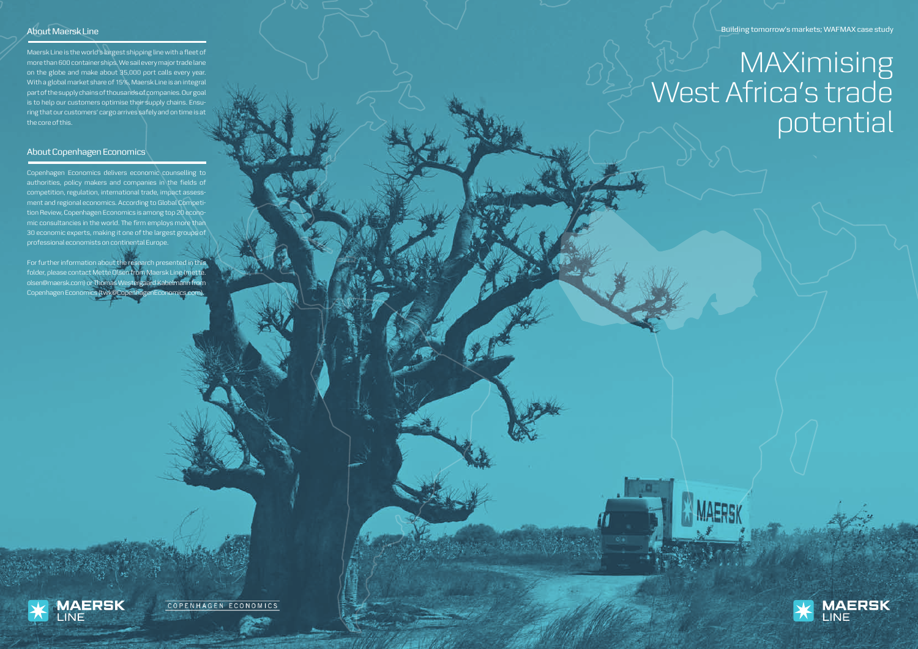Building tomorrow's markets; WAFMAX case study

# MAXimising West Africa's trade potential

## About Maersk Line

Maersk Line is the world's largest shipping line with a fleet of more than 600 container ships. We sail every major trade lane on the globe and make about 35,000 port calls every year. With a global market share of 15%, Maersk Line is an integral part of the supply chains of thousands of companies. Our goal is to help our customers optimise their supply chains. Ensuring that our customers' cargo arrives safely and on time is at the core of this.

## About Copenhagen Economics

Copenhagen Economics delivers economic counselling to authorities, policy makers and companies in the fields of competition, regulation, international trade, impact assessment and regional economics. According to Global Competition Review, Copenhagen Economics is among top 20 economic consultancies in the world. The firm employs more than 30 economic experts, making it one of the largest groups of professional economists on continental Europe.

For further information about the research presented in this folder, please contact Mette Olsen from Maersk Line (mette.olsen@maersk.com) or Thomas Westergaard Kabelmann from Copenhagen Economics (twk@CopenhagenEconomics.com).

MAERSK LINE

COPENHAGEN ECONOMICS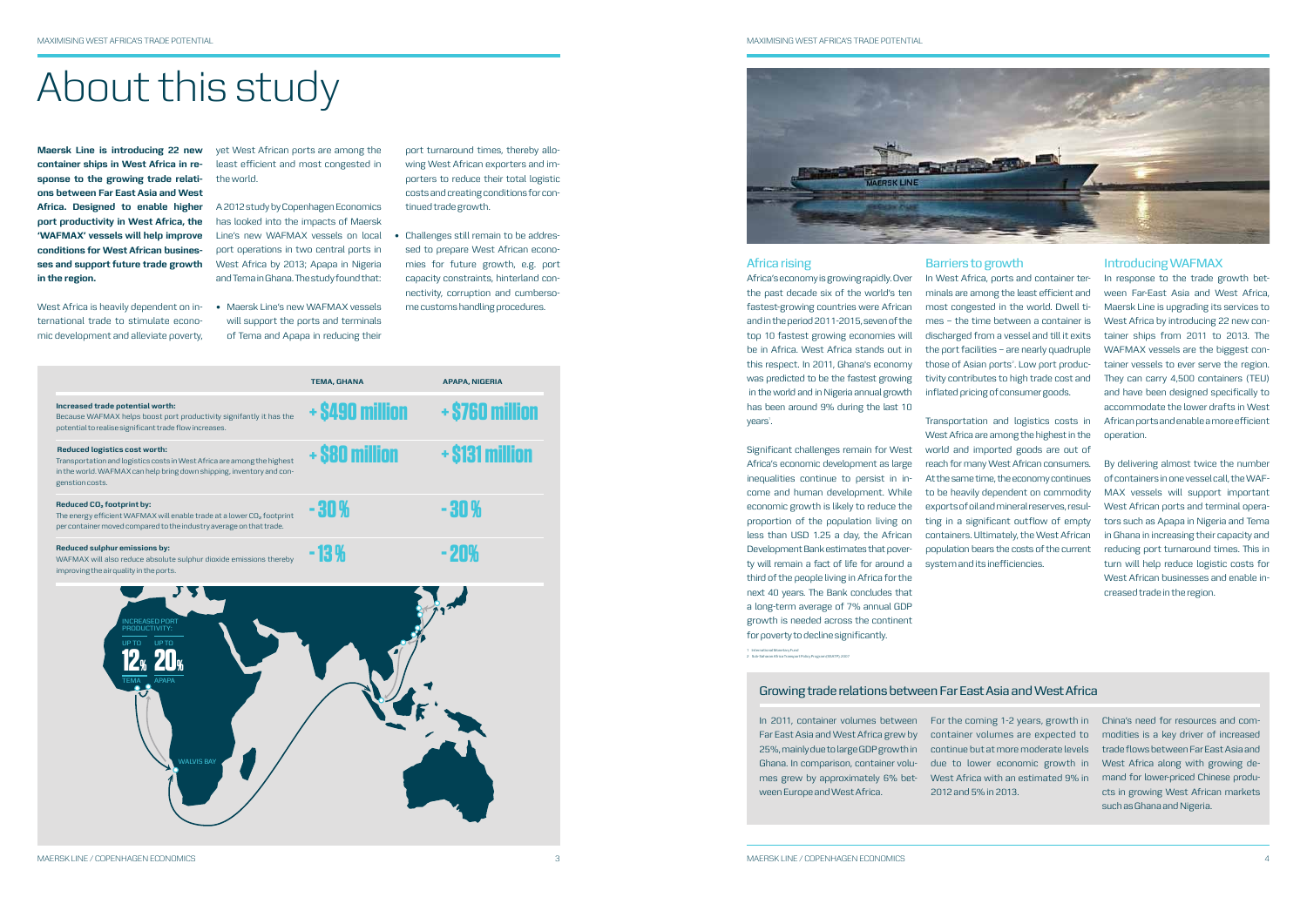# About this study

**Maersk Line is introducing 22 new container ships in West Africa in response to the growing trade relations between Far East Asia and West Africa. Designed to enable higher port productivity in West Africa, the 'WAFMAX' vessels will help improve conditions for West African businesses and support future trade growth in the region.**

West Africa is heavily dependent on international trade to stimulate economic development and alleviate poverty, yet West African ports are among the least efficient and most congested in the world.

A 2012 study by Copenhagen Economics has looked into the impacts of Maersk Line's new WAFMAX vessels on local port operations in two central ports in West Africa by 2013; Apapa in Nigeria and Tema in Ghana. The study found that:

- Maersk Line's new WAFMAX vessels will support the ports and terminals of Tema and Apapa in reducing their port turnaround times, thereby allowing West African exporters and importers to reduce their total logistic costs and creating conditions for continued trade growth.
- Challenges still remain to be addressed to prepare West African economies for future growth, e.g. port capacity constraints, hinterland connectivity, corruption and cumbersome customs handling procedures.

| | TEMA, GHANA | APAPA, NIGERIA |
|---|---|---|
| **Increased trade potential worth:** Because WAFMAX helps boost port productivity signifantly it has the potential to realise significant trade flow increases. | + $490 million | + $760 million |
| **Reduced logistics cost worth:** Transportation and logistics costs in West Africa are among the highest in the world. WAFMAX can help bring down shipping, inventory and congestion costs. | + $80 million | + $131 million |
| **Reduced $CO_2$ footprint by:** The energy efficient WAFMAX will enable trade at a lower $CO_2$ footprint per container moved compared to the industry average on that trade. | - 30 % | - 30 % |
| **Reduced sulphur emissions by:** WAFMAX will also reduce absolute sulphur dioxide emissions thereby improving the air quality in the ports. | - 13 % | - 20% |

INCREASED PORT PRODUCTIVITY: UP TO 12% TEMA, UP TO 20% APAPA

WALVIS BAY

## Africa rising

Africa's economy is growing rapidly. Over the past decade six of the world's ten fastest-growing countries were African and in the period 2011-2015, seven of the top 10 fastest growing economies will be in Africa. West Africa stands out in this respect. In 2011, Ghana's economy was predicted to be the fastest growing in the world and in Nigeria annual growth has been around 9% during the last 10 years[1].

Significant challenges remain for West Africa's economic development as large inequalities continue to persist in income and human development. While economic growth is likely to reduce the proportion of the population living on less than USD 1.25 a day, the African Development Bank estimates that poverty will remain a fact of life for around a third of the people living in Africa for the next 40 years. The Bank concludes that a long-term average of 7% annual GDP growth is needed across the continent for poverty to decline significantly.

## Barriers to growth

In West Africa, ports and container terminals are among the least efficient and most congested in the world. Dwell times – the time between a container is discharged from a vessel and till it exits the port facilities – are nearly quadruple those of Asian ports[2]. Low port productivity contributes to high trade cost and inflated pricing of consumer goods.

Transportation and logistics costs in West Africa are among the highest in the world and imported goods are out of reach for many West African consumers. At the same time, the economy continues to be heavily dependent on commodity exports of oil and mineral reserves, resulting in a significant outflow of empty containers. Ultimately, the West African population bears the costs of the current system and its inefficiencies.

## Introducing WAFMAX

In response to the trade growth between Far-East Asia and West Africa, Maersk Line is upgrading its services to West Africa by introducing 22 new container ships from 2011 to 2013. The WAFMAX vessels will be the biggest container vessels to ever serve the region. They can carry 4,500 containers (TEU) and have been designed specifically to accommodate the lower drafts in West African ports and enable a more efficient operation.

By delivering almost twice the number of containers in one vessel call, the WAFMAX vessels will support important West African ports and terminal operators such as Apapa in Nigeria and Tema in Ghana in increasing their capacity and reducing port turnaround times. This in turn will help reduce logistic costs for West African businesses and enable increased trade in the region.

1 International Monetary Fund
2 Sub-Saharan Africa Transport Policy Program (SSATP), 2007

## Growing trade relations between Far East Asia and West Africa

In 2011, container volumes between Far East Asia and West Africa grew by 25%, mainly due to large GDP growth in Ghana. In comparison, container volumes grew by approximately 6% between Europe and West Africa.

For the coming 1-2 years, growth in container volumes are expected to continue but at more moderate levels due to lower economic growth in West Africa with an estimated 9% in 2012 and 5% in 2013.

China's need for resources and commodities is a key driver of increased trade flows between Far East Asia and West Africa along with growing demand for lower-priced Chinese products in growing West African markets such as Ghana and Nigeria.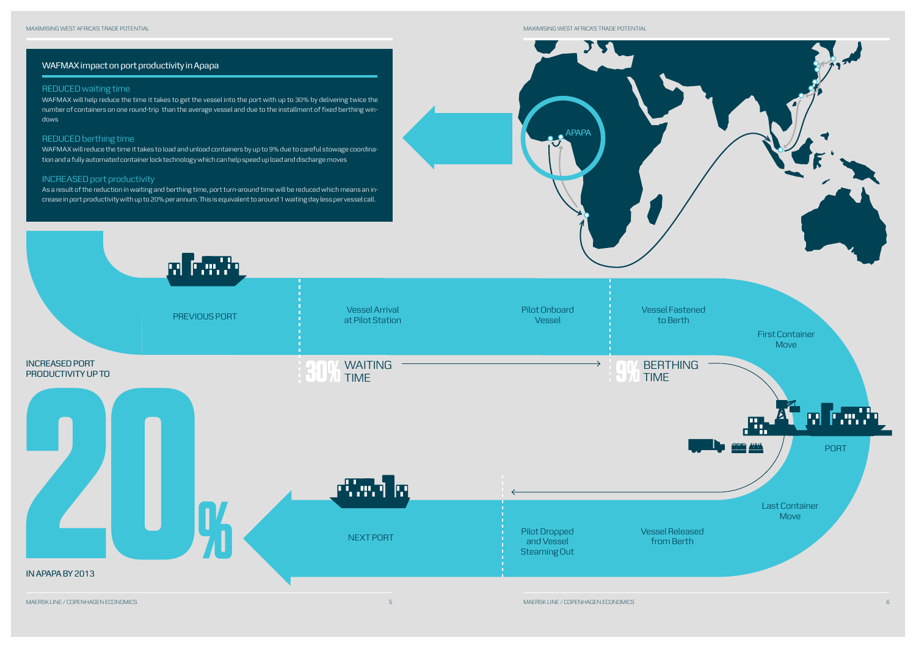## WAFMAX impact on port productivity in Apapa

### REDUCED waiting time

WAFMAX will help reduce the time it takes to get the vessel into the port with up to 30% by delivering twice the number of containers on one round-trip than the average vessel and due to the installment of fixed berthing windows

### REDUCED berthing time

WAFMAX will reduce the time it takes to load and unload containers by up to 9% due to careful stowage coordination and a fully automated container lock technology which can help speed up load and discharge moves

### INCREASED port productivity

As a result of the reduction in waiting and berthing time, port turn-around time will be reduced which means an increase in port productivity with up to 20% per annum. This is equivalent to around 1 waiting day less per vessel call.

APAPA

PREVIOUS PORT

Vessel Arrival at Pilot Station

Pilot Onboard Vessel

Vessel Fastened to Berth

First Container Move

30% WAITING TIME

9% BERTHING TIME

PORT

Last Container Move

NEXT PORT

Pilot Dropped and Vessel Steaming Out

Vessel Released from Berth

INCREASED PORT PRODUCTIVITY UP TO

20%

IN APAPA BY 2013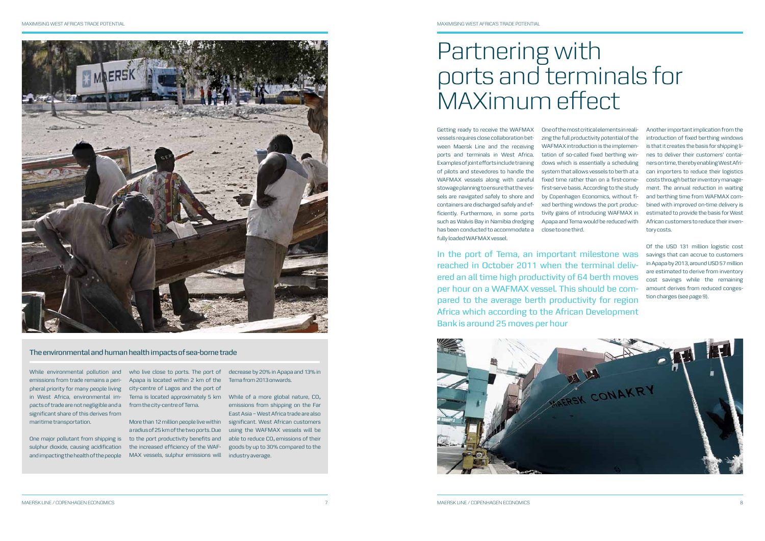## The environmental and human health impacts of sea-borne trade

While environmental pollution and emissions from trade remains a peripheral priority for many people living in West Africa, environmental impacts of trade are not negligible and a significant share of this derives from maritime transportation.

One major pollutant from shipping is sulphur dioxide, causing acidification and impacting the health of the people who live close to ports. The port of Apapa is located within 2 km of the city-centre of Lagos and the port of Tema is located approximately 5 km from the city-centre of Tema.

More than 12 million people live within a radius of 25 km of the two ports. Due to the port productivity benefits and the increased efficiency of the WAFMAX vessels, sulphur emissions will decrease by 20% in Apapa and 13% in Tema from 2013 onwards.

While of a more global nature, $CO_2$ emissions from shipping on the Far East Asia – West Africa trade are also significant. West African customers using the WAFMAX vessels will be able to reduce $CO_2$ emissions of their goods by up to 30% compared to the industry average.

# Partnering with ports and terminals for MAXimum effect

Getting ready to receive the WAFMAX vessels requires close collaboration between Maersk Line and the receiving ports and terminals in West Africa. Examples of joint efforts include training of pilots and stevedores to handle the WAFMAX vessels along with careful stowage planning to ensure that the vessels are navigated safely to shore and containers are discharged safely and efficiently. Furthermore, in some ports such as Walvis Bay in Namibia dredging has been conducted to accommodate a fully loaded WAFMAX vessel.

One of the most critical elements in realizing the full productivity potential of the WAFMAX introduction is the implementation of so-called fixed berthing windows which is essentially a scheduling system that allows vessels to berth at a fixed time rather than on a first-come-first-serve basis. According to the study by Copenhagen Economics, without fixed berthing windows the port productivity gains of introducing WAFMAX in Apapa and Tema would be reduced with close to one third.

In the port of Tema, an important milestone was reached in October 2011 when the terminal delivered an all time high productivity of 64 berth moves per hour on a WAFMAX vessel. This should be compared to the average berth productivity for region Africa which according to the African Development Bank is around 25 moves per hour

Another important implication from the introduction of fixed berthing windows is that it creates the basis for shipping lines to deliver their customers' containers on time, thereby enabling West African importers to reduce their logistics costs through better inventory management. The annual reduction in waiting and berthing time from WAFMAX combined with improved on-time delivery is estimated to provide the basis for West African customers to reduce their inventory costs.

Of the USD 131 million logistic cost savings that can accrue to customers in Apapa by 2013, around USD 57 million are estimated to derive from inventory cost savings while the remaining amount derives from reduced congestion charges (see page 9).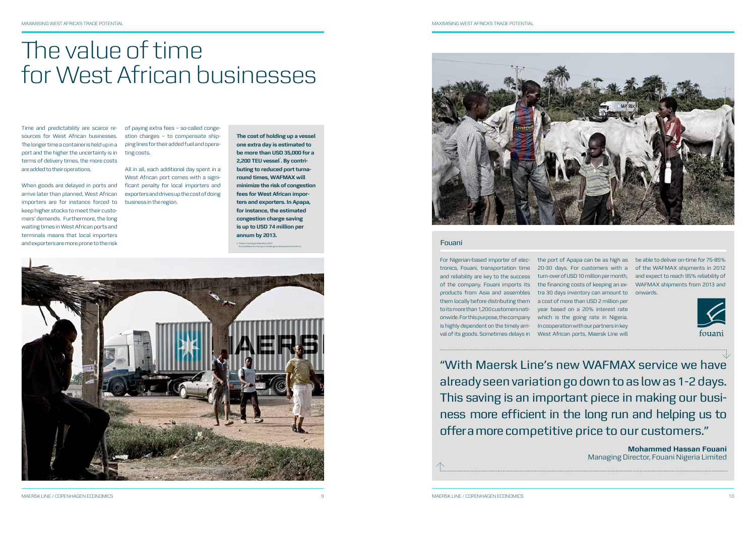# The value of time for West African businesses

Time and predictability are scarce resources for West African businesses. The longer time a container is held up in a port and the higher the uncertainty is in terms of delivery times, the more costs are added to their operations.

When goods are delayed in ports and arrive later than planned, West African importers are for instance forced to keep higher stocks to meet their customers' demands. Furthermore, the long waiting times in West African ports and terminals means that local importers and exporters are more prone to the risk of paying extra fees – so-called congestion charges – to compensate shipping lines for their added fuel and operating costs.

All in all, each additional day spent in a West African port comes with a significant penalty for local importers and exporters and drives up the cost of doing business in the region.

**The cost of holding up a vessel one extra day is estimated to be more than USD 35,000 for a 2,200 TEU vessel[5]. By contributing to reduced port turnaround times, WAFMAX will minimize the risk of congestion fees for West African importers and exporters. In Apapa, for instance, the estimated congestion charge saving is up to USD 74 million per annum by 2013.**

5. Mbiere, Harding & Rabobank (2007) Port and Maritime Transport Challenges in West and Central Africa

## Fouani

For Nigerian-based importer of electronics, Fouani, transportation time and reliability are key to the success of the company. Fouani imports its products from Asia and assembles them locally before distributing them to its more than 1,200 customers nationwide. For this purpose, the company is highly dependent on the timely arrival of its goods. Sometimes delays in the port of Apapa can be as high as 20-30 days. For customers with a turn-over of USD 10 million per month, the financing costs of keeping an extra 30 days inventory can amount to a cost of more than USD 2 million per year based on a 20% interest rate which is the going rate in Nigeria. In cooperation with our partners in key West African ports, Maersk Line will be able to deliver on-time for 75-85% of the WAFMAX shipments in 2012 and expect to reach 95% reliability of WAFMAX shipments from 2013 and onwards.

fouani

"With Maersk Line's new WAFMAX service we have already seen variation go down to as low as 1-2 days. This saving is an important piece in making our business more efficient in the long run and helping us to offer a more competitive price to our customers."

**Mohammed Hassan Fouani**
Managing Director, Fouani Nigeria Limited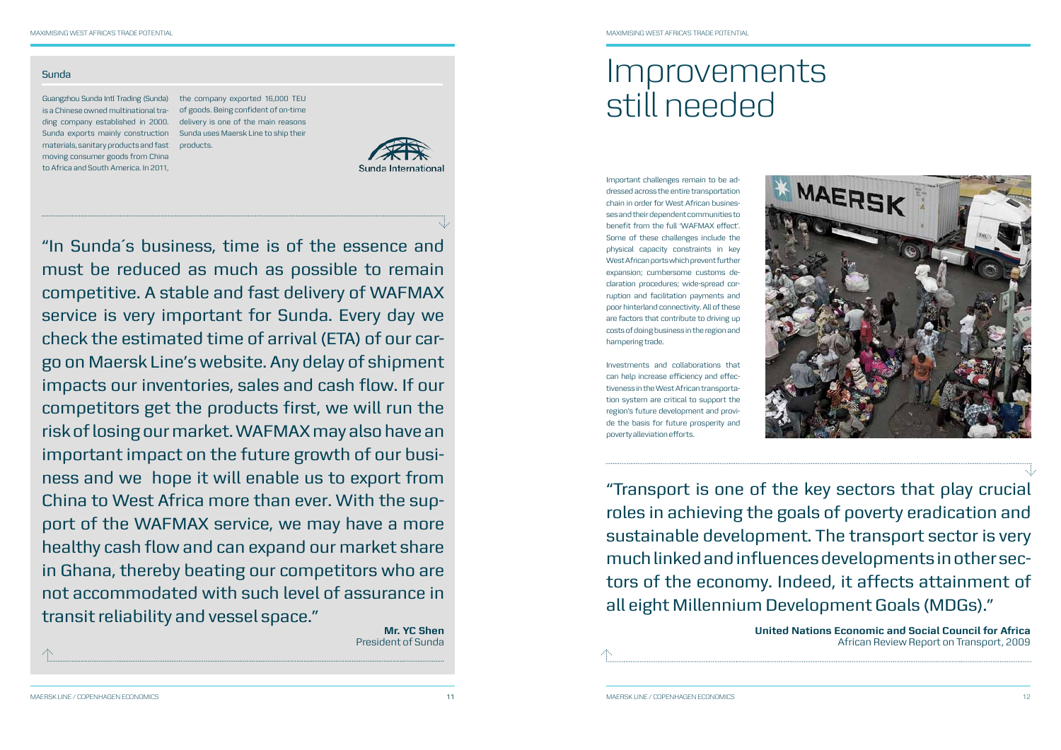## Sunda

Guangzhou Sunda Intl Trading (Sunda) is a Chinese owned multinational trading company established in 2000. Sunda exports mainly construction materials, sanitary products and fast moving consumer goods from China to Africa and South America. In 2011, the company exported 16,000 TEU of goods. Being confident of on-time delivery is one of the main reasons Sunda uses Maersk Line to ship their products.

Sunda International

"In Sunda´s business, time is of the essence and must be reduced as much as possible to remain competitive. A stable and fast delivery of WAFMAX service is very important for Sunda. Every day we check the estimated time of arrival (ETA) of our cargo on Maersk Line's website. Any delay of shipment impacts our inventories, sales and cash flow. If our competitors get the products first, we will run the risk of losing our market. WAFMAX may also have an important impact on the future growth of our business and we hope it will enable us to export from China to West Africa more than ever. With the support of the WAFMAX service, we may have a more healthy cash flow and can expand our market share in Ghana, thereby beating our competitors who are not accommodated with such level of assurance in transit reliability and vessel space."

**Mr. YC Shen**
President of Sunda

# Improvements still needed

Important challenges remain to be addressed across the entire transportation chain in order for West African businesses and their dependent communities to benefit from the full 'WAFMAX effect'. Some of these challenges include the physical capacity constraints in key West African ports which prevent further expansion; cumbersome customs declaration procedures; wide-spread corruption and facilitation payments and poor hinterland connectivity. All of these are factors that contribute to driving up costs of doing business in the region and hampering trade.

Investments and collaborations that can help increase efficiency and effectiveness in the West African transportation system are critical to support the region's future development and provide the basis for future prosperity and poverty alleviation efforts.

"Transport is one of the key sectors that play crucial roles in achieving the goals of poverty eradication and sustainable development. The transport sector is very much linked and influences developments in other sectors of the economy. Indeed, it affects attainment of all eight Millennium Development Goals (MDGs)."

**United Nations Economic and Social Council for Africa**
African Review Report on Transport, 2009